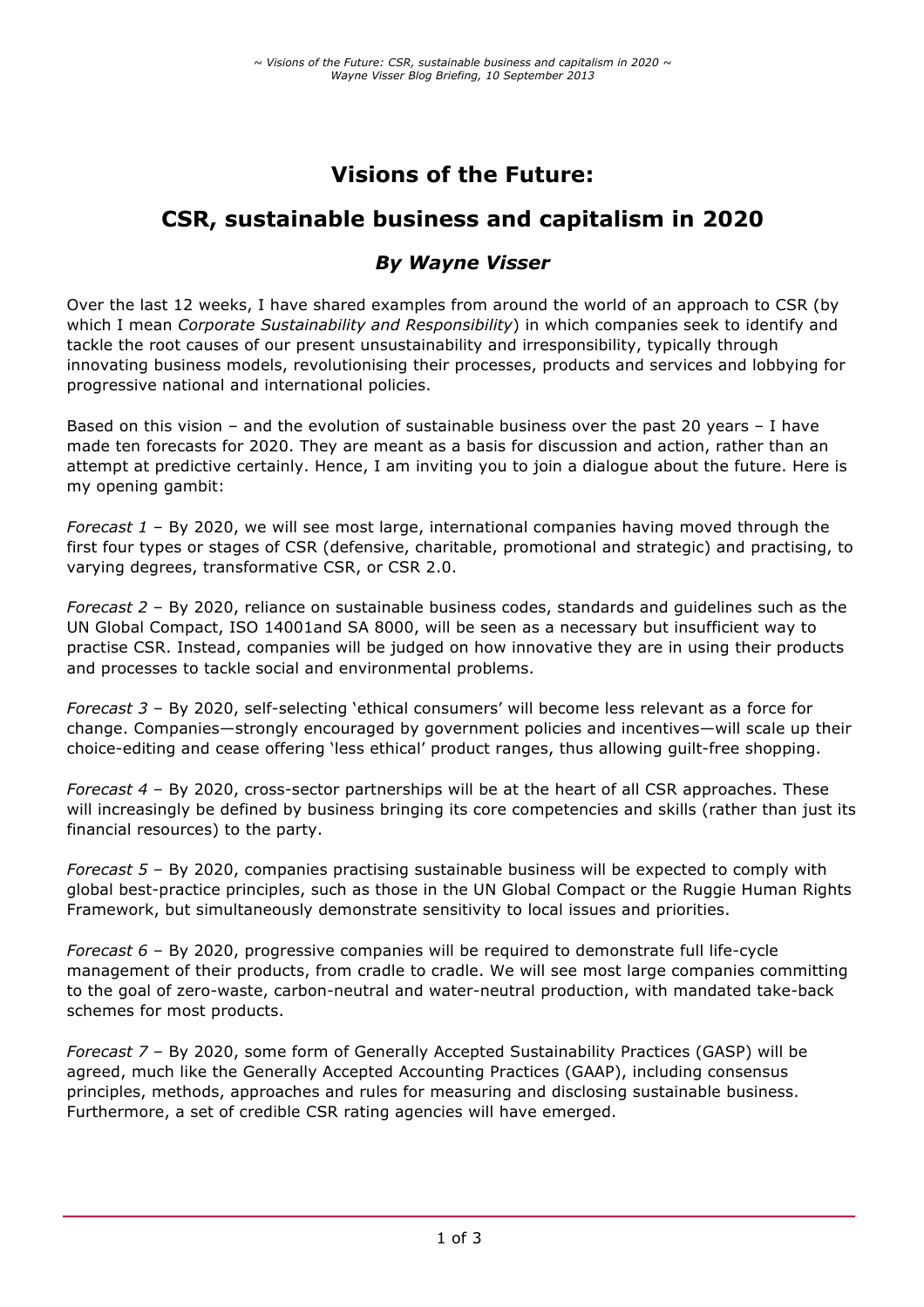# Visions of the Future:

## CSR, sustainable business and capitalism in 2020

### *By Wayne Visser*

Over the last 12 weeks, I have shared examples from around the world of an approach to CSR (by which I mean *Corporate Sustainability and Responsibility*) in which companies seek to identify and tackle the root causes of our present unsustainability and irresponsibility, typically through innovating business models, revolutionising their processes, products and services and lobbying for progressive national and international policies.

Based on this vision – and the evolution of sustainable business over the past 20 years – I have made ten forecasts for 2020. They are meant as a basis for discussion and action, rather than an attempt at predictive certainly. Hence, I am inviting you to join a dialogue about the future. Here is my opening gambit:

*Forecast 1* – By 2020, we will see most large, international companies having moved through the first four types or stages of CSR (defensive, charitable, promotional and strategic) and practising, to varying degrees, transformative CSR, or CSR 2.0.

*Forecast 2* – By 2020, reliance on sustainable business codes, standards and guidelines such as the UN Global Compact, ISO 14001and SA 8000, will be seen as a necessary but insufficient way to practise CSR. Instead, companies will be judged on how innovative they are in using their products and processes to tackle social and environmental problems.

*Forecast 3* – By 2020, self-selecting 'ethical consumers' will become less relevant as a force for change. Companies—strongly encouraged by government policies and incentives—will scale up their choice-editing and cease offering 'less ethical' product ranges, thus allowing guilt-free shopping.

*Forecast 4* – By 2020, cross-sector partnerships will be at the heart of all CSR approaches. These will increasingly be defined by business bringing its core competencies and skills (rather than just its financial resources) to the party.

*Forecast 5* – By 2020, companies practising sustainable business will be expected to comply with global best-practice principles, such as those in the UN Global Compact or the Ruggie Human Rights Framework, but simultaneously demonstrate sensitivity to local issues and priorities.

*Forecast 6* – By 2020, progressive companies will be required to demonstrate full life-cycle management of their products, from cradle to cradle. We will see most large companies committing to the goal of zero-waste, carbon-neutral and water-neutral production, with mandated take-back schemes for most products.

*Forecast 7* – By 2020, some form of Generally Accepted Sustainability Practices (GASP) will be agreed, much like the Generally Accepted Accounting Practices (GAAP), including consensus principles, methods, approaches and rules for measuring and disclosing sustainable business. Furthermore, a set of credible CSR rating agencies will have emerged.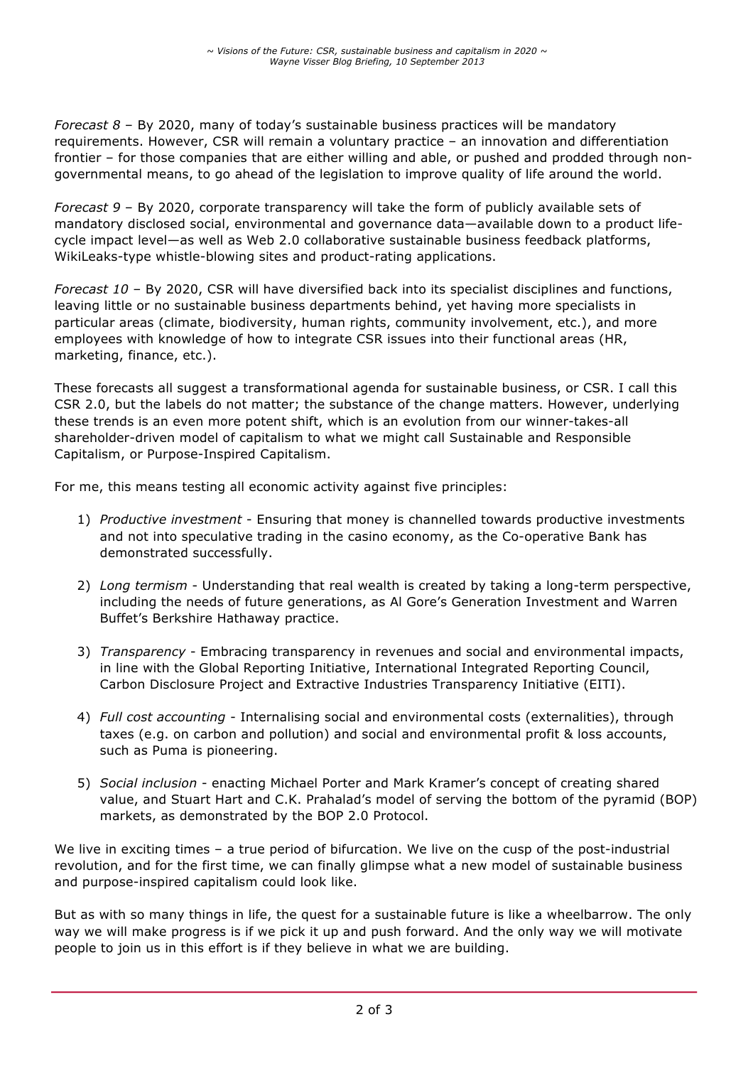*Forecast 8* – By 2020, many of today's sustainable business practices will be mandatory requirements. However, CSR will remain a voluntary practice – an innovation and differentiation frontier – for those companies that are either willing and able, or pushed and prodded through non-governmental means, to go ahead of the legislation to improve quality of life around the world.

*Forecast 9* – By 2020, corporate transparency will take the form of publicly available sets of mandatory disclosed social, environmental and governance data—available down to a product life-cycle impact level—as well as Web 2.0 collaborative sustainable business feedback platforms, WikiLeaks-type whistle-blowing sites and product-rating applications.

*Forecast 10* – By 2020, CSR will have diversified back into its specialist disciplines and functions, leaving little or no sustainable business departments behind, yet having more specialists in particular areas (climate, biodiversity, human rights, community involvement, etc.), and more employees with knowledge of how to integrate CSR issues into their functional areas (HR, marketing, finance, etc.).

These forecasts all suggest a transformational agenda for sustainable business, or CSR. I call this CSR 2.0, but the labels do not matter; the substance of the change matters. However, underlying these trends is an even more potent shift, which is an evolution from our winner-takes-all shareholder-driven model of capitalism to what we might call Sustainable and Responsible Capitalism, or Purpose-Inspired Capitalism.

For me, this means testing all economic activity against five principles:

1) *Productive investment* - Ensuring that money is channelled towards productive investments and not into speculative trading in the casino economy, as the Co-operative Bank has demonstrated successfully.

2) *Long termism* - Understanding that real wealth is created by taking a long-term perspective, including the needs of future generations, as Al Gore's Generation Investment and Warren Buffet's Berkshire Hathaway practice.

3) *Transparency* - Embracing transparency in revenues and social and environmental impacts, in line with the Global Reporting Initiative, International Integrated Reporting Council, Carbon Disclosure Project and Extractive Industries Transparency Initiative (EITI).

4) *Full cost accounting* - Internalising social and environmental costs (externalities), through taxes (e.g. on carbon and pollution) and social and environmental profit & loss accounts, such as Puma is pioneering.

5) *Social inclusion* - enacting Michael Porter and Mark Kramer's concept of creating shared value, and Stuart Hart and C.K. Prahalad's model of serving the bottom of the pyramid (BOP) markets, as demonstrated by the BOP 2.0 Protocol.

We live in exciting times – a true period of bifurcation. We live on the cusp of the post-industrial revolution, and for the first time, we can finally glimpse what a new model of sustainable business and purpose-inspired capitalism could look like.

But as with so many things in life, the quest for a sustainable future is like a wheelbarrow. The only way we will make progress is if we pick it up and push forward. And the only way we will motivate people to join us in this effort is if they believe in what we are building.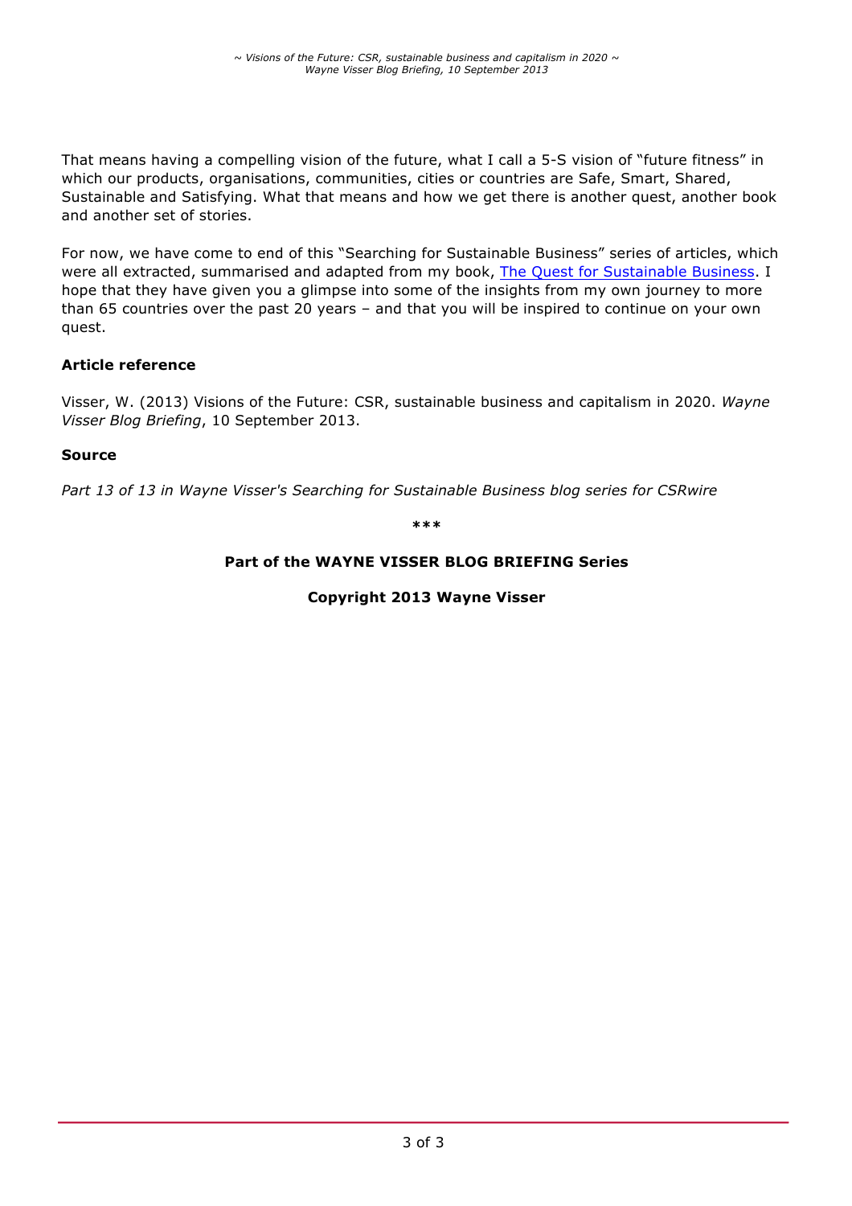That means having a compelling vision of the future, what I call a 5-S vision of "future fitness" in which our products, organisations, communities, cities or countries are Safe, Smart, Shared, Sustainable and Satisfying. What that means and how we get there is another quest, another book and another set of stories.

For now, we have come to end of this "Searching for Sustainable Business" series of articles, which were all extracted, summarised and adapted from my book, [The Quest for Sustainable Business](). I hope that they have given you a glimpse into some of the insights from my own journey to more than 65 countries over the past 20 years – and that you will be inspired to continue on your own quest.

### Article reference

Visser, W. (2013) Visions of the Future: CSR, sustainable business and capitalism in 2020. *Wayne Visser Blog Briefing*, 10 September 2013.

### Source

*Part 13 of 13 in Wayne Visser's Searching for Sustainable Business blog series for CSRwire*

***

**Part of the WAYNE VISSER BLOG BRIEFING Series**

**Copyright 2013 Wayne Visser**